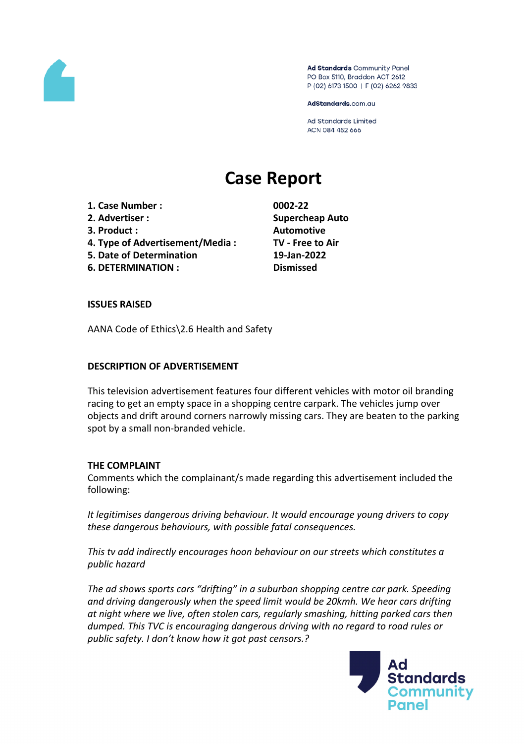Ad Standards Community Panel
PO Box 5110, Braddon ACT 2612
P (02) 6173 1500 | F (02) 6262 9833

AdStandards.com.au

Ad Standards Limited
ACN 084 452 666

# Case Report

| | |
|---|---|
| **1. Case Number :** | **0002-22** |
| **2. Advertiser :** | **Supercheap Auto** |
| **3. Product :** | **Automotive** |
| **4. Type of Advertisement/Media :** | **TV - Free to Air** |
| **5. Date of Determination** | **19-Jan-2022** |
| **6. DETERMINATION :** | **Dismissed** |

**ISSUES RAISED**

AANA Code of Ethics\2.6 Health and Safety

**DESCRIPTION OF ADVERTISEMENT**

This television advertisement features four different vehicles with motor oil branding racing to get an empty space in a shopping centre carpark. The vehicles jump over objects and drift around corners narrowly missing cars. They are beaten to the parking spot by a small non-branded vehicle.

**THE COMPLAINT**

Comments which the complainant/s made regarding this advertisement included the following:

*It legitimises dangerous driving behaviour. It would encourage young drivers to copy these dangerous behaviours, with possible fatal consequences.*

*This tv add indirectly encourages hoon behaviour on our streets which constitutes a public hazard*

*The ad shows sports cars "drifting" in a suburban shopping centre car park. Speeding and driving dangerously when the speed limit would be 20kmh. We hear cars drifting at night where we live, often stolen cars, regularly smashing, hitting parked cars then dumped. This TVC is encouraging dangerous driving with no regard to road rules or public safety. I don't know how it got past censors.?*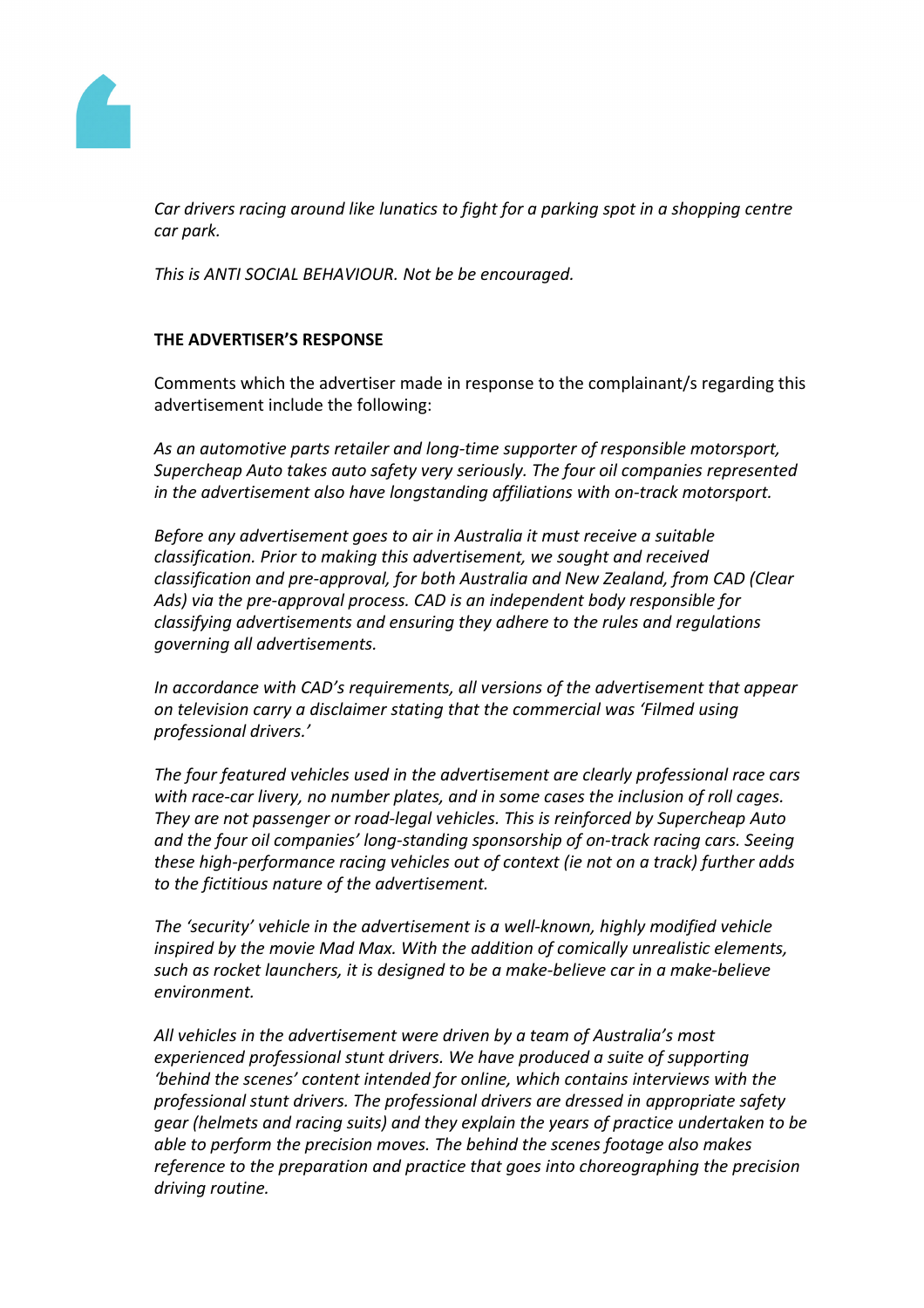*Car drivers racing around like lunatics to fight for a parking spot in a shopping centre car park.*

*This is ANTI SOCIAL BEHAVIOUR. Not be be encouraged.*

**THE ADVERTISER'S RESPONSE**

Comments which the advertiser made in response to the complainant/s regarding this advertisement include the following:

*As an automotive parts retailer and long-time supporter of responsible motorsport, Supercheap Auto takes auto safety very seriously. The four oil companies represented in the advertisement also have longstanding affiliations with on-track motorsport.*

*Before any advertisement goes to air in Australia it must receive a suitable classification. Prior to making this advertisement, we sought and received classification and pre-approval, for both Australia and New Zealand, from CAD (Clear Ads) via the pre-approval process. CAD is an independent body responsible for classifying advertisements and ensuring they adhere to the rules and regulations governing all advertisements.*

*In accordance with CAD's requirements, all versions of the advertisement that appear on television carry a disclaimer stating that the commercial was 'Filmed using professional drivers.'*

*The four featured vehicles used in the advertisement are clearly professional race cars with race-car livery, no number plates, and in some cases the inclusion of roll cages. They are not passenger or road-legal vehicles. This is reinforced by Supercheap Auto and the four oil companies' long-standing sponsorship of on-track racing cars. Seeing these high-performance racing vehicles out of context (ie not on a track) further adds to the fictitious nature of the advertisement.*

*The 'security' vehicle in the advertisement is a well-known, highly modified vehicle inspired by the movie Mad Max. With the addition of comically unrealistic elements, such as rocket launchers, it is designed to be a make-believe car in a make-believe environment.*

*All vehicles in the advertisement were driven by a team of Australia's most experienced professional stunt drivers. We have produced a suite of supporting 'behind the scenes' content intended for online, which contains interviews with the professional stunt drivers. The professional drivers are dressed in appropriate safety gear (helmets and racing suits) and they explain the years of practice undertaken to be able to perform the precision moves. The behind the scenes footage also makes reference to the preparation and practice that goes into choreographing the precision driving routine.*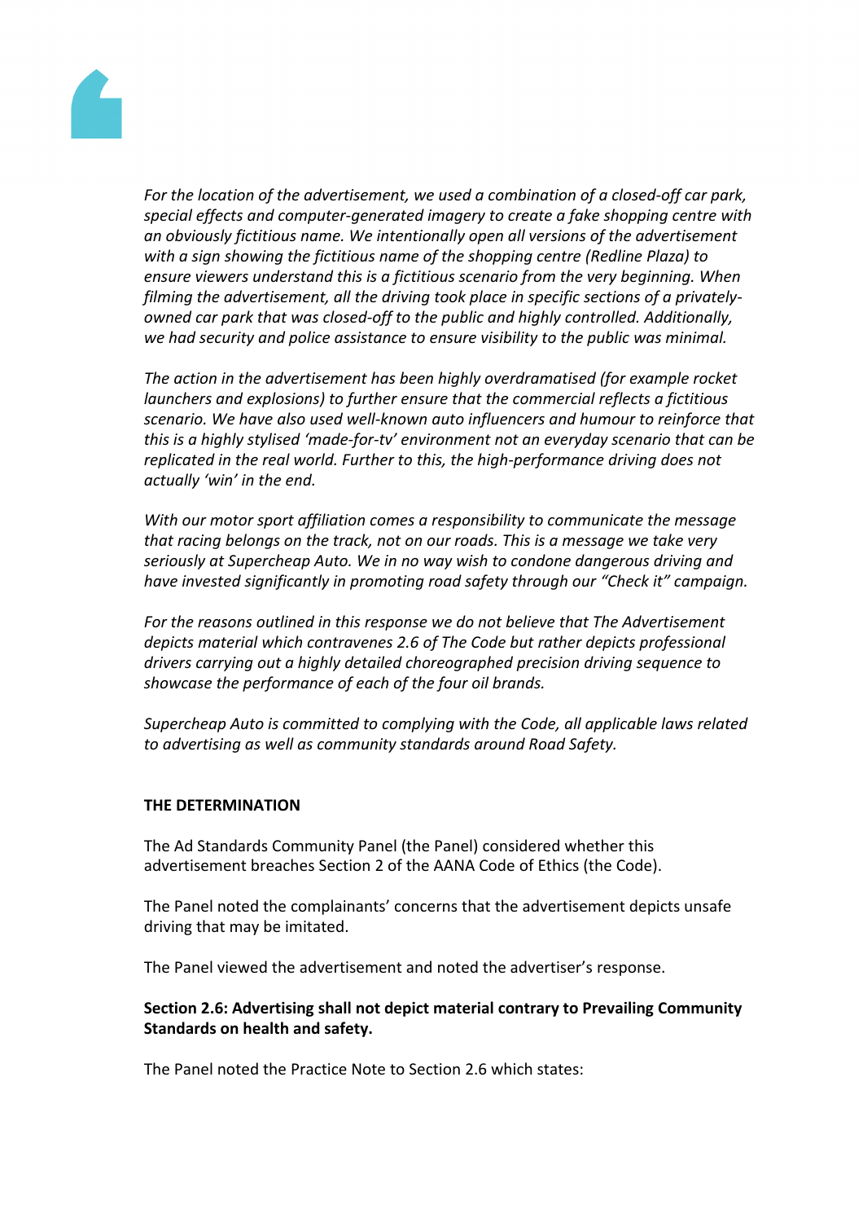*For the location of the advertisement, we used a combination of a closed-off car park, special effects and computer-generated imagery to create a fake shopping centre with an obviously fictitious name. We intentionally open all versions of the advertisement with a sign showing the fictitious name of the shopping centre (Redline Plaza) to ensure viewers understand this is a fictitious scenario from the very beginning. When filming the advertisement, all the driving took place in specific sections of a privately-owned car park that was closed-off to the public and highly controlled. Additionally, we had security and police assistance to ensure visibility to the public was minimal.*

*The action in the advertisement has been highly overdramatised (for example rocket launchers and explosions) to further ensure that the commercial reflects a fictitious scenario. We have also used well-known auto influencers and humour to reinforce that this is a highly stylised 'made-for-tv' environment not an everyday scenario that can be replicated in the real world. Further to this, the high-performance driving does not actually 'win' in the end.*

*With our motor sport affiliation comes a responsibility to communicate the message that racing belongs on the track, not on our roads. This is a message we take very seriously at Supercheap Auto. We in no way wish to condone dangerous driving and have invested significantly in promoting road safety through our "Check it" campaign.*

*For the reasons outlined in this response we do not believe that The Advertisement depicts material which contravenes 2.6 of The Code but rather depicts professional drivers carrying out a highly detailed choreographed precision driving sequence to showcase the performance of each of the four oil brands.*

*Supercheap Auto is committed to complying with the Code, all applicable laws related to advertising as well as community standards around Road Safety.*

**THE DETERMINATION**

The Ad Standards Community Panel (the Panel) considered whether this advertisement breaches Section 2 of the AANA Code of Ethics (the Code).

The Panel noted the complainants' concerns that the advertisement depicts unsafe driving that may be imitated.

The Panel viewed the advertisement and noted the advertiser's response.

**Section 2.6: Advertising shall not depict material contrary to Prevailing Community Standards on health and safety.**

The Panel noted the Practice Note to Section 2.6 which states: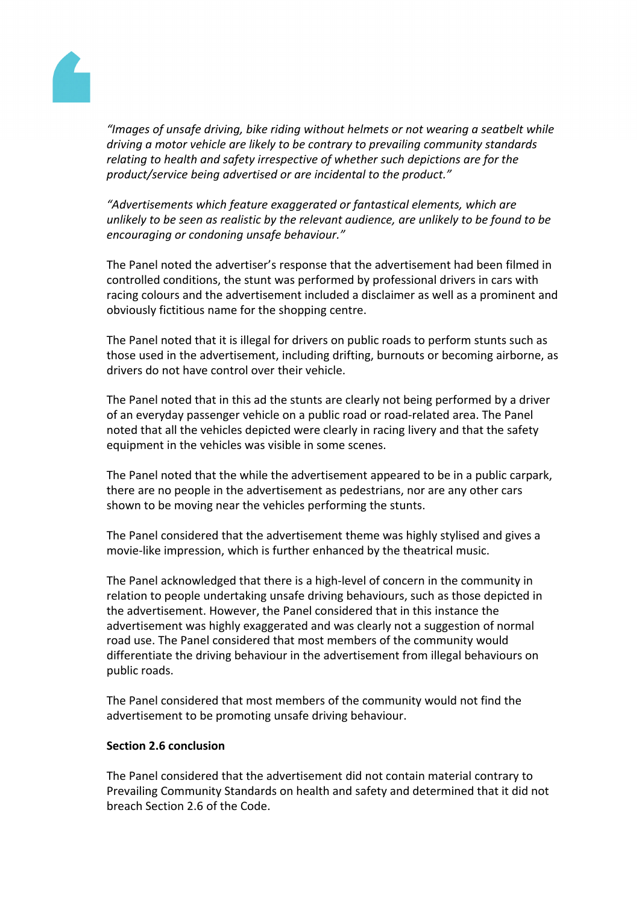*"Images of unsafe driving, bike riding without helmets or not wearing a seatbelt while driving a motor vehicle are likely to be contrary to prevailing community standards relating to health and safety irrespective of whether such depictions are for the product/service being advertised or are incidental to the product."*

*"Advertisements which feature exaggerated or fantastical elements, which are unlikely to be seen as realistic by the relevant audience, are unlikely to be found to be encouraging or condoning unsafe behaviour."*

The Panel noted the advertiser's response that the advertisement had been filmed in controlled conditions, the stunt was performed by professional drivers in cars with racing colours and the advertisement included a disclaimer as well as a prominent and obviously fictitious name for the shopping centre.

The Panel noted that it is illegal for drivers on public roads to perform stunts such as those used in the advertisement, including drifting, burnouts or becoming airborne, as drivers do not have control over their vehicle.

The Panel noted that in this ad the stunts are clearly not being performed by a driver of an everyday passenger vehicle on a public road or road-related area. The Panel noted that all the vehicles depicted were clearly in racing livery and that the safety equipment in the vehicles was visible in some scenes.

The Panel noted that the while the advertisement appeared to be in a public carpark, there are no people in the advertisement as pedestrians, nor are any other cars shown to be moving near the vehicles performing the stunts.

The Panel considered that the advertisement theme was highly stylised and gives a movie-like impression, which is further enhanced by the theatrical music.

The Panel acknowledged that there is a high-level of concern in the community in relation to people undertaking unsafe driving behaviours, such as those depicted in the advertisement. However, the Panel considered that in this instance the advertisement was highly exaggerated and was clearly not a suggestion of normal road use. The Panel considered that most members of the community would differentiate the driving behaviour in the advertisement from illegal behaviours on public roads.

The Panel considered that most members of the community would not find the advertisement to be promoting unsafe driving behaviour.

**Section 2.6 conclusion**

The Panel considered that the advertisement did not contain material contrary to Prevailing Community Standards on health and safety and determined that it did not breach Section 2.6 of the Code.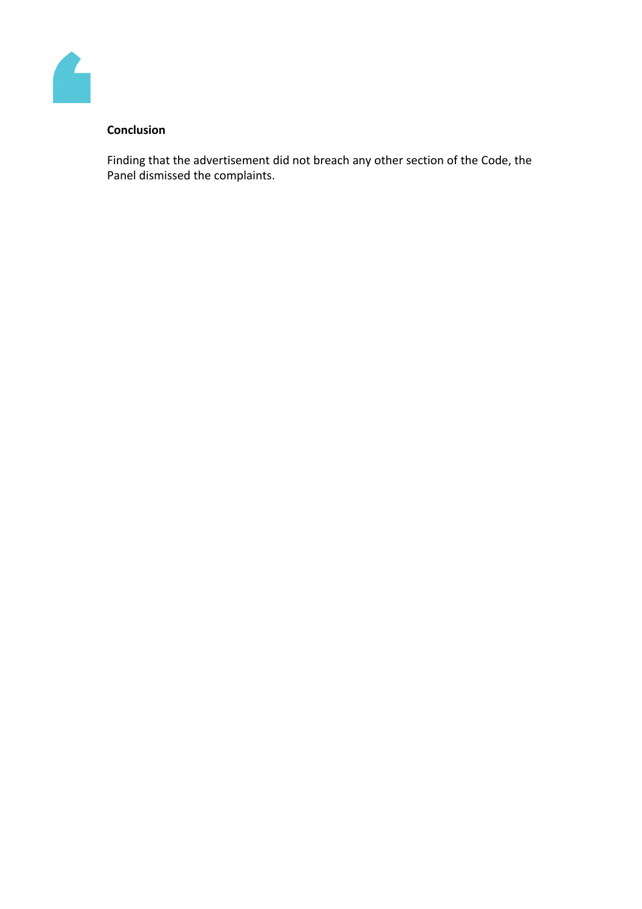**Conclusion**

Finding that the advertisement did not breach any other section of the Code, the Panel dismissed the complaints.